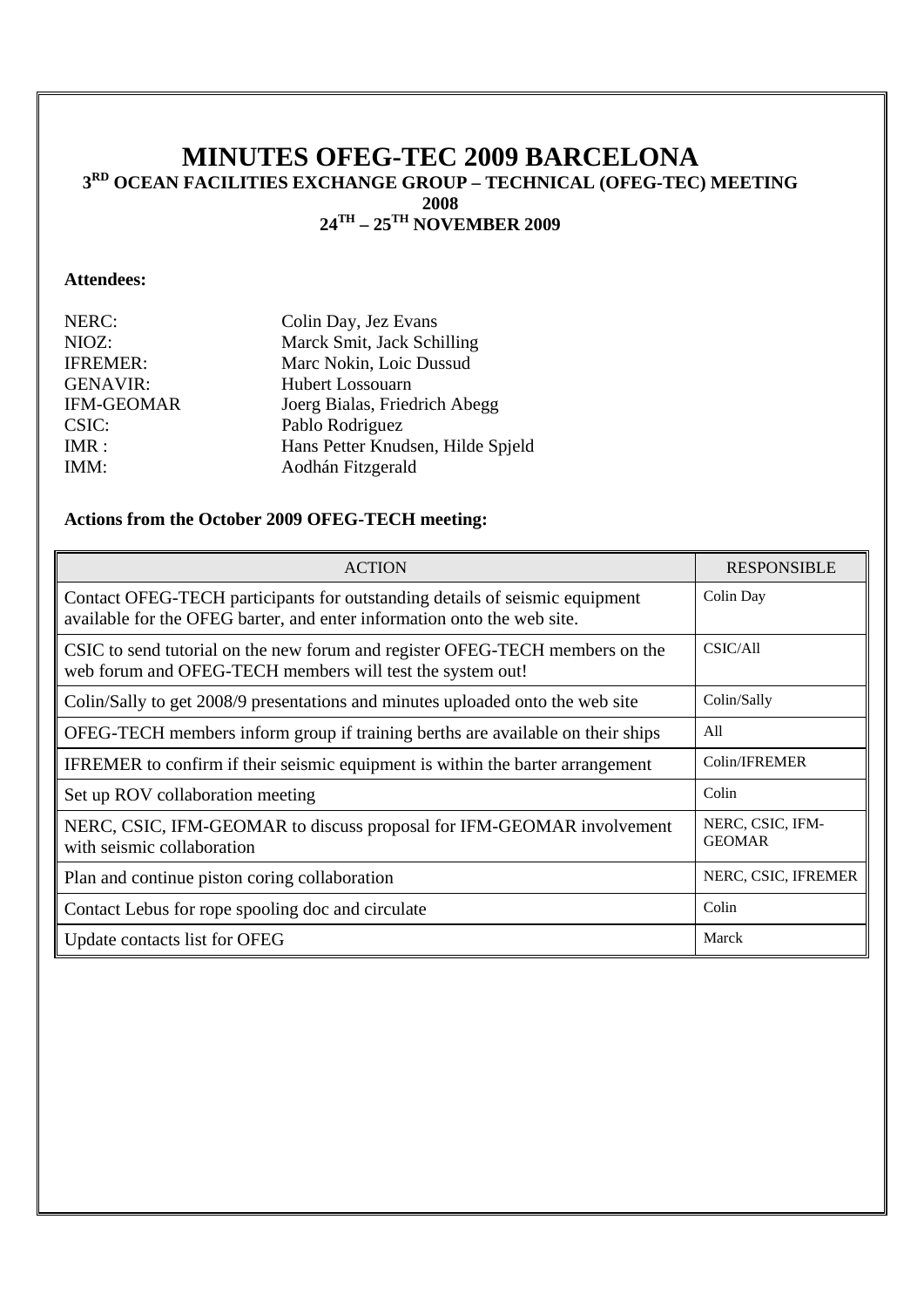# MINUTES OFEG-TEC 2009 BARCELONA

## 3RD OCEAN FACILITIES EXCHANGE GROUP – TECHNICAL (OFEG-TEC) MEETING 2008

## 24TH – 25TH NOVEMBER 2009

**Attendees:**

| | |
|---|---|
| NERC: | Colin Day, Jez Evans |
| NIOZ: | Marck Smit, Jack Schilling |
| IFREMER: | Marc Nokin, Loic Dussud |
| GENAVIR: | Hubert Lossouarn |
| IFM-GEOMAR | Joerg Bialas, Friedrich Abegg |
| CSIC: | Pablo Rodriguez |
| IMR : | Hans Petter Knudsen, Hilde Spjeld |
| IMM: | Aodhán Fitzgerald |

**Actions from the October 2009 OFEG-TECH meeting:**

| ACTION | RESPONSIBLE |
|---|---|
| Contact OFEG-TECH participants for outstanding details of seismic equipment available for the OFEG barter, and enter information onto the web site. | Colin Day |
| CSIC to send tutorial on the new forum and register OFEG-TECH members on the web forum and OFEG-TECH members will test the system out! | CSIC/All |
| Colin/Sally to get 2008/9 presentations and minutes uploaded onto the web site | Colin/Sally |
| OFEG-TECH members inform group if training berths are available on their ships | All |
| IFREMER to confirm if their seismic equipment is within the barter arrangement | Colin/IFREMER |
| Set up ROV collaboration meeting | Colin |
| NERC, CSIC, IFM-GEOMAR to discuss proposal for IFM-GEOMAR involvement with seismic collaboration | NERC, CSIC, IFM-GEOMAR |
| Plan and continue piston coring collaboration | NERC, CSIC, IFREMER |
| Contact Lebus for rope spooling doc and circulate | Colin |
| Update contacts list for OFEG | Marck |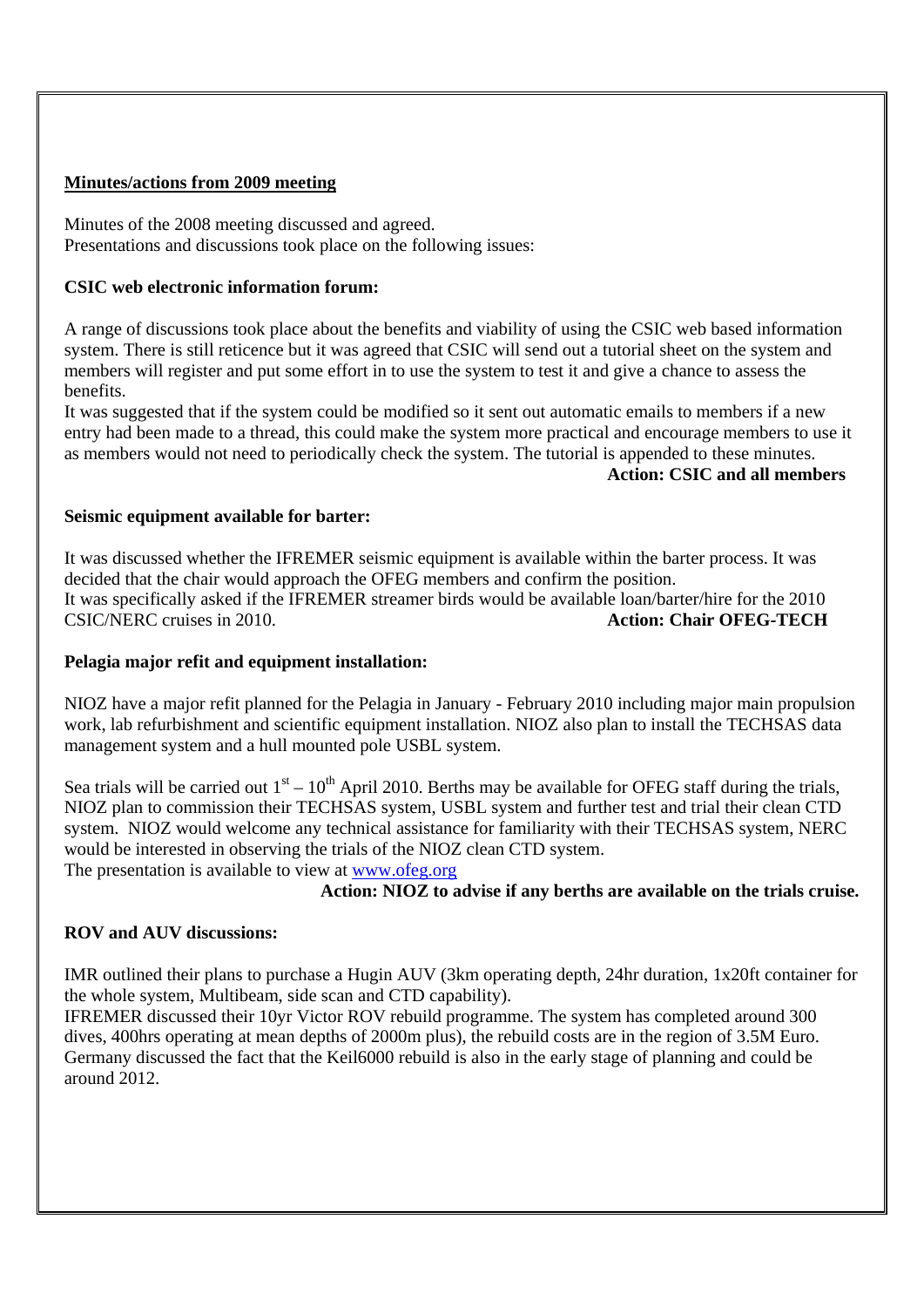## Minutes/actions from 2009 meeting

Minutes of the 2008 meeting discussed and agreed.
Presentations and discussions took place on the following issues:

**CSIC web electronic information forum:**

A range of discussions took place about the benefits and viability of using the CSIC web based information system. There is still reticence but it was agreed that CSIC will send out a tutorial sheet on the system and members will register and put some effort in to use the system to test it and give a chance to assess the benefits.
It was suggested that if the system could be modified so it sent out automatic emails to members if a new entry had been made to a thread, this could make the system more practical and encourage members to use it as members would not need to periodically check the system. The tutorial is appended to these minutes.

**Action: CSIC and all members**

**Seismic equipment available for barter:**

It was discussed whether the IFREMER seismic equipment is available within the barter process. It was decided that the chair would approach the OFEG members and confirm the position.
It was specifically asked if the IFREMER streamer birds would be available loan/barter/hire for the 2010 CSIC/NERC cruises in 2010.

**Action: Chair OFEG-TECH**

**Pelagia major refit and equipment installation:**

NIOZ have a major refit planned for the Pelagia in January - February 2010 including major main propulsion work, lab refurbishment and scientific equipment installation. NIOZ also plan to install the TECHSAS data management system and a hull mounted pole USBL system.

Sea trials will be carried out 1st – 10th April 2010. Berths may be available for OFEG staff during the trials, NIOZ plan to commission their TECHSAS system, USBL system and further test and trial their clean CTD system. NIOZ would welcome any technical assistance for familiarity with their TECHSAS system, NERC would be interested in observing the trials of the NIOZ clean CTD system.
The presentation is available to view at www.ofeg.org

**Action: NIOZ to advise if any berths are available on the trials cruise.**

**ROV and AUV discussions:**

IMR outlined their plans to purchase a Hugin AUV (3km operating depth, 24hr duration, 1x20ft container for the whole system, Multibeam, side scan and CTD capability).
IFREMER discussed their 10yr Victor ROV rebuild programme. The system has completed around 300 dives, 400hrs operating at mean depths of 2000m plus), the rebuild costs are in the region of 3.5M Euro.
Germany discussed the fact that the Keil6000 rebuild is also in the early stage of planning and could be around 2012.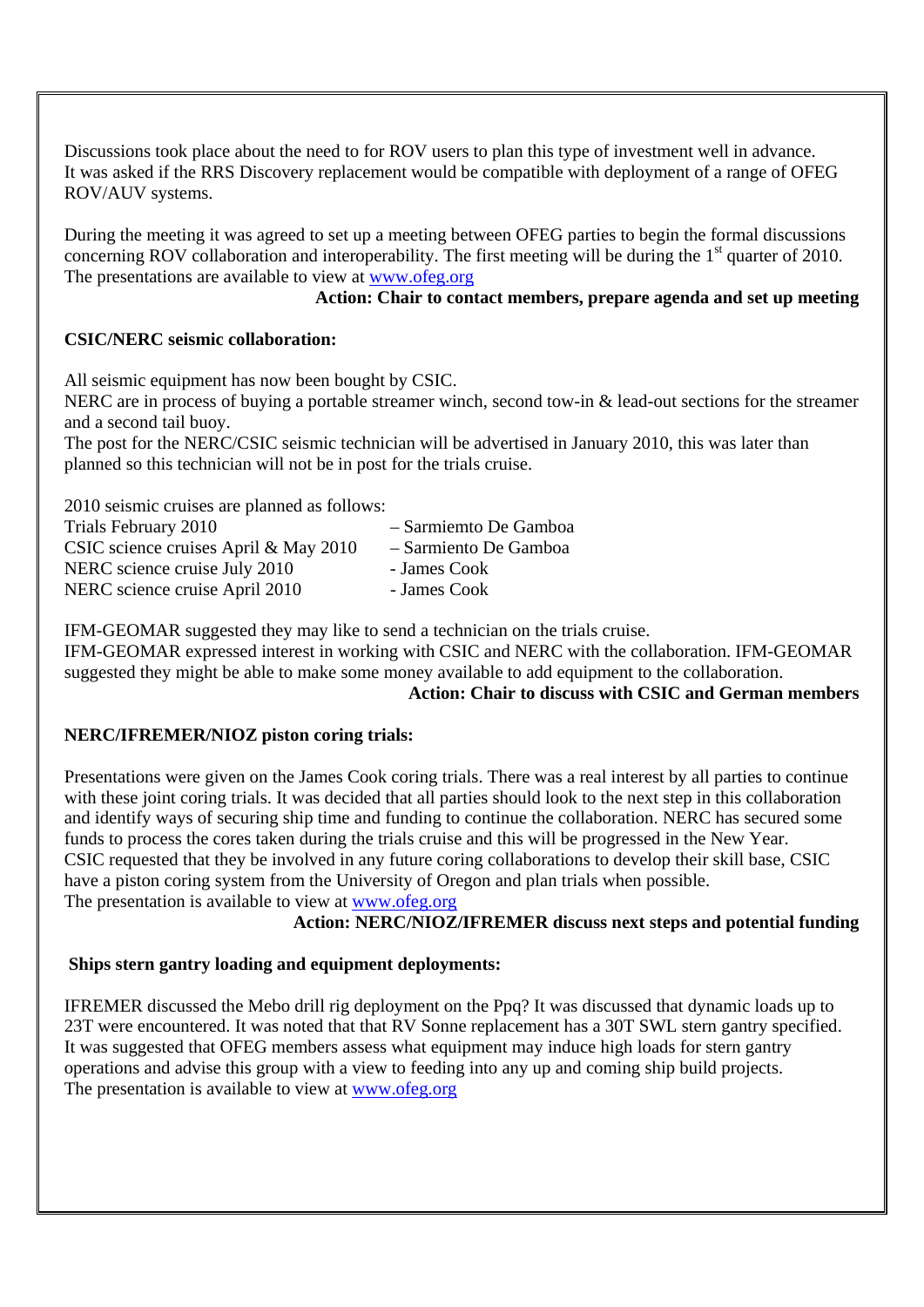Discussions took place about the need to for ROV users to plan this type of investment well in advance. It was asked if the RRS Discovery replacement would be compatible with deployment of a range of OFEG ROV/AUV systems.

During the meeting it was agreed to set up a meeting between OFEG parties to begin the formal discussions concerning ROV collaboration and interoperability. The first meeting will be during the 1st quarter of 2010. The presentations are available to view at www.ofeg.org

**Action: Chair to contact members, prepare agenda and set up meeting**

**CSIC/NERC seismic collaboration:**

All seismic equipment has now been bought by CSIC.
NERC are in process of buying a portable streamer winch, second tow-in & lead-out sections for the streamer and a second tail buoy.
The post for the NERC/CSIC seismic technician will be advertised in January 2010, this was later than planned so this technician will not be in post for the trials cruise.

2010 seismic cruises are planned as follows:

| | |
|---|---|
| Trials February 2010 | – Sarmiemto De Gamboa |
| CSIC science cruises April & May 2010 | – Sarmiento De Gamboa |
| NERC science cruise July 2010 | - James Cook |
| NERC science cruise April 2010 | - James Cook |

IFM-GEOMAR suggested they may like to send a technician on the trials cruise.
IFM-GEOMAR expressed interest in working with CSIC and NERC with the collaboration. IFM-GEOMAR suggested they might be able to make some money available to add equipment to the collaboration.

**Action: Chair to discuss with CSIC and German members**

**NERC/IFREMER/NIOZ piston coring trials:**

Presentations were given on the James Cook coring trials. There was a real interest by all parties to continue with these joint coring trials. It was decided that all parties should look to the next step in this collaboration and identify ways of securing ship time and funding to continue the collaboration. NERC has secured some funds to process the cores taken during the trials cruise and this will be progressed in the New Year.
CSIC requested that they be involved in any future coring collaborations to develop their skill base, CSIC have a piston coring system from the University of Oregon and plan trials when possible.
The presentation is available to view at www.ofeg.org

**Action: NERC/NIOZ/IFREMER discuss next steps and potential funding**

**Ships stern gantry loading and equipment deployments:**

IFREMER discussed the Mebo drill rig deployment on the Ppq? It was discussed that dynamic loads up to 23T were encountered. It was noted that that RV Sonne replacement has a 30T SWL stern gantry specified. It was suggested that OFEG members assess what equipment may induce high loads for stern gantry operations and advise this group with a view to feeding into any up and coming ship build projects.
The presentation is available to view at www.ofeg.org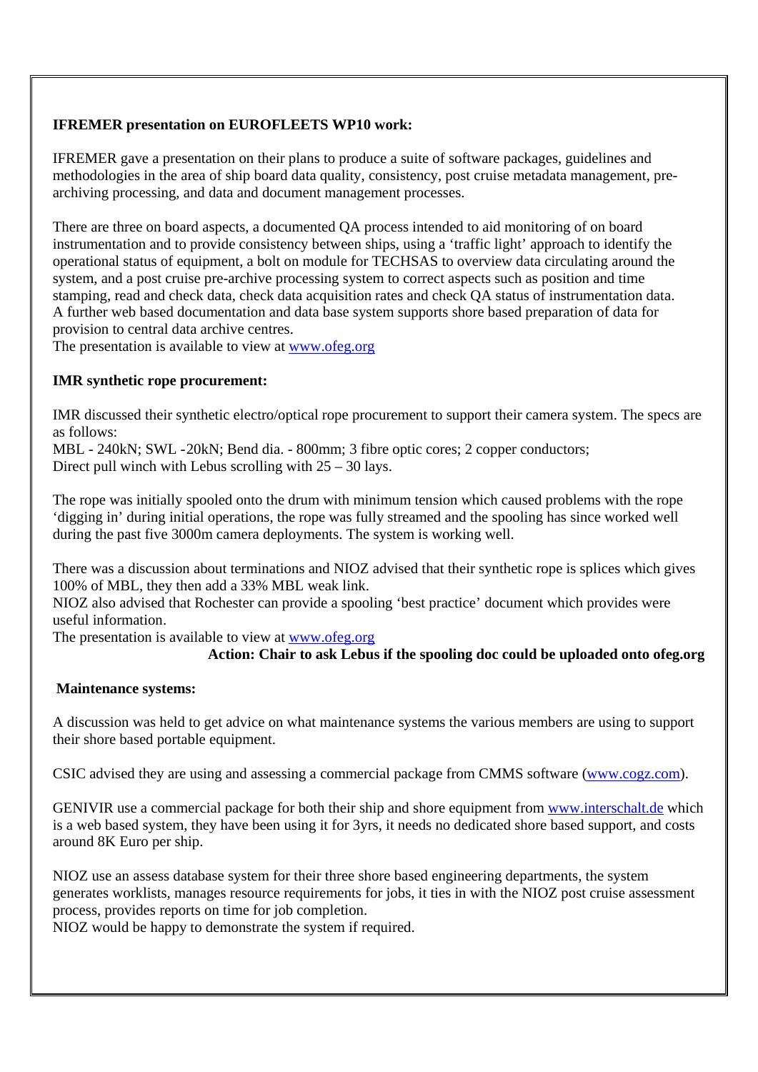**IFREMER presentation on EUROFLEETS WP10 work:**

IFREMER gave a presentation on their plans to produce a suite of software packages, guidelines and methodologies in the area of ship board data quality, consistency, post cruise metadata management, pre-archiving processing, and data and document management processes.

There are three on board aspects, a documented QA process intended to aid monitoring of on board instrumentation and to provide consistency between ships, using a 'traffic light' approach to identify the operational status of equipment, a bolt on module for TECHSAS to overview data circulating around the system, and a post cruise pre-archive processing system to correct aspects such as position and time stamping, read and check data, check data acquisition rates and check QA status of instrumentation data. A further web based documentation and data base system supports shore based preparation of data for provision to central data archive centres.
The presentation is available to view at www.ofeg.org

**IMR synthetic rope procurement:**

IMR discussed their synthetic electro/optical rope procurement to support their camera system. The specs are as follows:
MBL - 240kN; SWL -20kN; Bend dia. - 800mm; 3 fibre optic cores; 2 copper conductors;
Direct pull winch with Lebus scrolling with 25 – 30 lays.

The rope was initially spooled onto the drum with minimum tension which caused problems with the rope 'digging in' during initial operations, the rope was fully streamed and the spooling has since worked well during the past five 3000m camera deployments. The system is working well.

There was a discussion about terminations and NIOZ advised that their synthetic rope is splices which gives 100% of MBL, they then add a 33% MBL weak link.
NIOZ also advised that Rochester can provide a spooling 'best practice' document which provides were useful information.
The presentation is available to view at www.ofeg.org

**Action: Chair to ask Lebus if the spooling doc could be uploaded onto ofeg.org**

**Maintenance systems:**

A discussion was held to get advice on what maintenance systems the various members are using to support their shore based portable equipment.

CSIC advised they are using and assessing a commercial package from CMMS software (www.cogz.com).

GENIVIR use a commercial package for both their ship and shore equipment from www.interschalt.de which is a web based system, they have been using it for 3yrs, it needs no dedicated shore based support, and costs around 8K Euro per ship.

NIOZ use an assess database system for their three shore based engineering departments, the system generates worklists, manages resource requirements for jobs, it ties in with the NIOZ post cruise assessment process, provides reports on time for job completion.
NIOZ would be happy to demonstrate the system if required.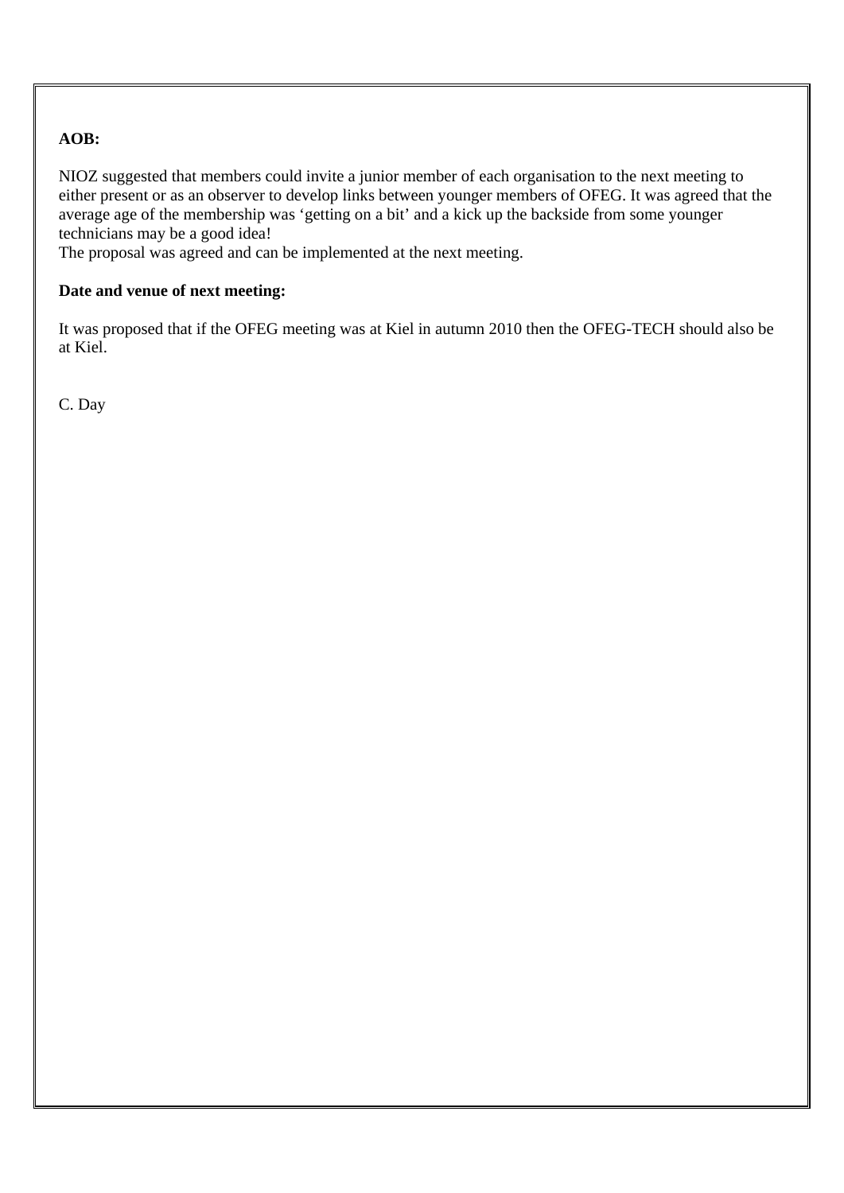**AOB:**

NIOZ suggested that members could invite a junior member of each organisation to the next meeting to either present or as an observer to develop links between younger members of OFEG. It was agreed that the average age of the membership was 'getting on a bit' and a kick up the backside from some younger technicians may be a good idea!
The proposal was agreed and can be implemented at the next meeting.

**Date and venue of next meeting:**

It was proposed that if the OFEG meeting was at Kiel in autumn 2010 then the OFEG-TECH should also be at Kiel.

C. Day